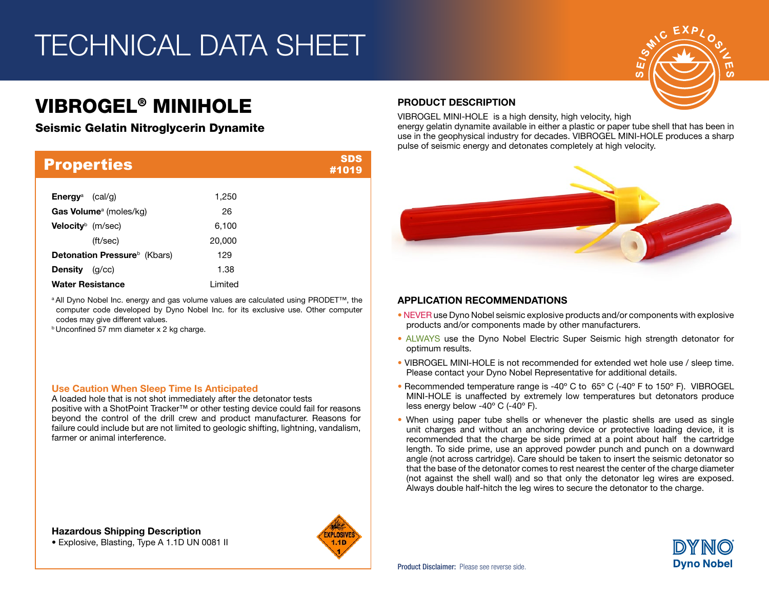# TECHNICAL DATA SHEET

## VIBROGEL® MINIHOLE

**Seismic Gelatin Nitroglycerin Dynamite**

### Properties

SDS #1019

| Property | Value |
|---|---|
| **Energy**[a] (cal/g) | 1,250 |
| **Gas Volume**[a] (moles/kg) | 26 |
| **Velocity**[b] (m/sec) | 6,100 |
| (ft/sec) | 20,000 |
| **Detonation Pressure**[b] (Kbars) | 129 |
| **Density** (g/cc) | 1.38 |
| **Water Resistance** | Limited |

[a] All Dyno Nobel Inc. energy and gas volume values are calculated using PRODET™, the computer code developed by Dyno Nobel Inc. for its exclusive use. Other computer codes may give different values.

[b] Unconfined 57 mm diameter x 2 kg charge.

#### Use Caution When Sleep Time Is Anticipated

A loaded hole that is not shot immediately after the detonator tests positive with a ShotPoint Tracker™ or other testing device could fail for reasons beyond the control of the drill crew and product manufacturer. Reasons for failure could include but are not limited to geologic shifting, lightning, vandalism, farmer or animal interference.

#### Hazardous Shipping Description

- Explosive, Blasting, Type A 1.1D UN 0081 II

### PRODUCT DESCRIPTION

VIBROGEL MINI-HOLE is a high density, high velocity, high energy gelatin dynamite available in either a plastic or paper tube shell that has been in use in the geophysical industry for decades. VIBROGEL MINI-HOLE produces a sharp pulse of seismic energy and detonates completely at high velocity.

### APPLICATION RECOMMENDATIONS

- NEVER use Dyno Nobel seismic explosive products and/or components with explosive products and/or components made by other manufacturers.
- ALWAYS use the Dyno Nobel Electric Super Seismic high strength detonator for optimum results.
- VIBROGEL MINI-HOLE is not recommended for extended wet hole use / sleep time. Please contact your Dyno Nobel Representative for additional details.
- Recommended temperature range is -40° C to 65° C (-40° F to 150° F). VIBROGEL MINI-HOLE is unaffected by extremely low temperatures but detonators produce less energy below -40° C (-40° F).
- When using paper tube shells or whenever the plastic shells are used as single unit charges and without an anchoring device or protective loading device, it is recommended that the charge be side primed at a point about half the cartridge length. To side prime, use an approved powder punch and punch on a downward angle (not across cartridge). Care should be taken to insert the seismic detonator so that the base of the detonator comes to rest nearest the center of the charge diameter (not against the shell wall) and so that only the detonator leg wires are exposed. Always double half-hitch the leg wires to secure the detonator to the charge.

**Product Disclaimer:** Please see reverse side.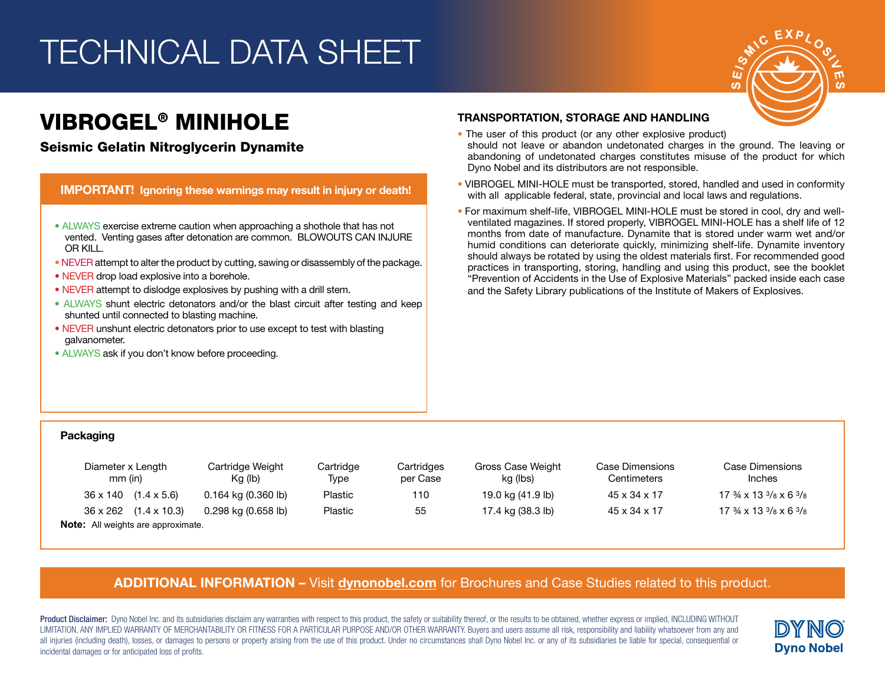# TECHNICAL DATA SHEET

## VIBROGEL® MINIHOLE

### Seismic Gelatin Nitroglycerin Dynamite

**IMPORTANT! Ignoring these warnings may result in injury or death!**

- ALWAYS exercise extreme caution when approaching a shothole that has not vented. Venting gases after detonation are common. BLOWOUTS CAN INJURE OR KILL.
- NEVER attempt to alter the product by cutting, sawing or disassembly of the package.
- NEVER drop load explosive into a borehole.
- NEVER attempt to dislodge explosives by pushing with a drill stem.
- ALWAYS shunt electric detonators and/or the blast circuit after testing and keep shunted until connected to blasting machine.
- NEVER unshunt electric detonators prior to use except to test with blasting galvanometer.
- ALWAYS ask if you don't know before proceeding.

### TRANSPORTATION, STORAGE AND HANDLING

- The user of this product (or any other explosive product) should not leave or abandon undetonated charges in the ground. The leaving or abandoning of undetonated charges constitutes misuse of the product for which Dyno Nobel and its distributors are not responsible.
- VIBROGEL MINI-HOLE must be transported, stored, handled and used in conformity with all applicable federal, state, provincial and local laws and regulations.
- For maximum shelf-life, VIBROGEL MINI-HOLE must be stored in cool, dry and well-ventilated magazines. If stored properly, VIBROGEL MINI-HOLE has a shelf life of 12 months from date of manufacture. Dynamite that is stored under warm wet and/or humid conditions can deteriorate quickly, minimizing shelf-life. Dynamite inventory should always be rotated by using the oldest materials first. For recommended good practices in transporting, storing, handling and using this product, see the booklet "Prevention of Accidents in the Use of Explosive Materials" packed inside each case and the Safety Library publications of the Institute of Makers of Explosives.

### Packaging

| Diameter x Length mm (in) | Cartridge Weight Kg (lb) | Cartridge Type | Cartridges per Case | Gross Case Weight kg (lbs) | Case Dimensions Centimeters | Case Dimensions Inches |
|---|---|---|---|---|---|---|
| 36 x 140 (1.4 x 5.6) | 0.164 kg (0.360 lb) | Plastic | 110 | 19.0 kg (41.9 lb) | 45 x 34 x 17 | 17 ¾ x 13 3/8 x 6 3/8 |
| 36 x 262 (1.4 x 10.3) | 0.298 kg (0.658 lb) | Plastic | 55 | 17.4 kg (38.3 lb) | 45 x 34 x 17 | 17 ¾ x 13 3/8 x 6 3/8 |

**Note:** All weights are approximate.

**ADDITIONAL INFORMATION –** Visit **dynonobel.com** for Brochures and Case Studies related to this product.

**Product Disclaimer:** Dyno Nobel Inc. and its subsidiaries disclaim any warranties with respect to this product, the safety or suitability thereof, or the results to be obtained, whether express or implied, INCLUDING WITHOUT LIMITATION, ANY IMPLIED WARRANTY OF MERCHANTABILITY OR FITNESS FOR A PARTICULAR PURPOSE AND/OR OTHER WARRANTY. Buyers and users assume all risk, responsibility and liability whatsoever from any and all injuries (including death), losses, or damages to persons or property arising from the use of this product. Under no circumstances shall Dyno Nobel Inc. or any of its subsidiaries be liable for special, consequential or incidental damages or for anticipated loss of profits.